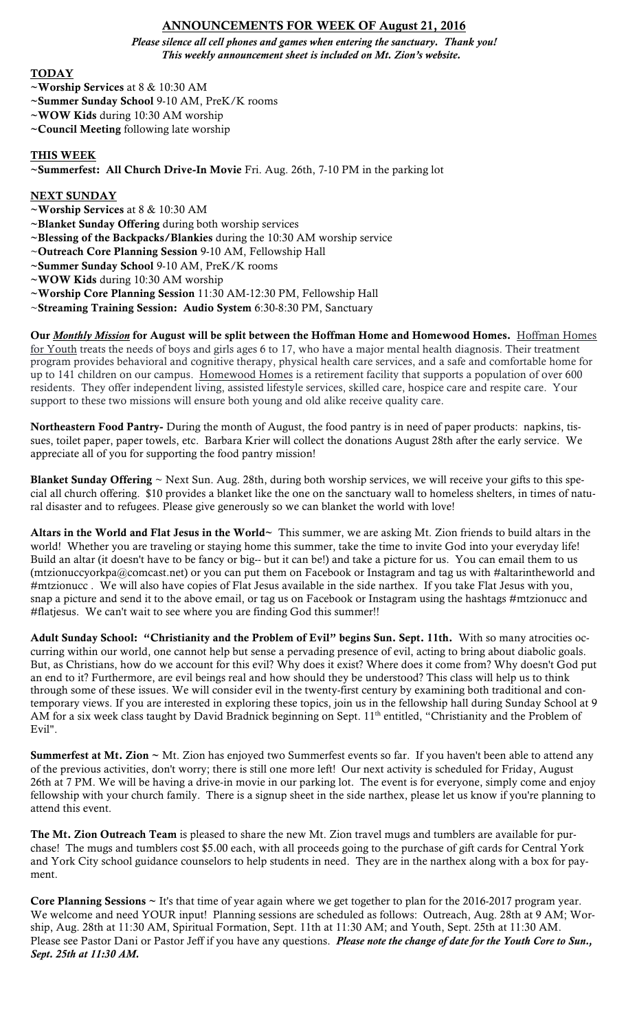# ANNOUNCEMENTS FOR WEEK OF August 21, 2016

***Please silence all cell phones and games when entering the sanctuary. Thank you!***
***This weekly announcement sheet is included on Mt. Zion's website.***

## TODAY

~**Worship Services** at 8 & 10:30 AM
~**Summer Sunday School** 9-10 AM, PreK/K rooms
~**WOW Kids** during 10:30 AM worship
~**Council Meeting** following late worship

## THIS WEEK

~**Summerfest: All Church Drive-In Movie** Fri. Aug. 26th, 7-10 PM in the parking lot

## NEXT SUNDAY

~**Worship Services** at 8 & 10:30 AM
~**Blanket Sunday Offering** during both worship services
~**Blessing of the Backpacks/Blankies** during the 10:30 AM worship service
~**Outreach Core Planning Session** 9-10 AM, Fellowship Hall
~**Summer Sunday School** 9-10 AM, PreK/K rooms
~**WOW Kids** during 10:30 AM worship
~**Worship Core Planning Session** 11:30 AM-12:30 PM, Fellowship Hall
~**Streaming Training Session: Audio System** 6:30-8:30 PM, Sanctuary

**Our *Monthly Mission* for August will be split between the Hoffman Home and Homewood Homes.** Hoffman Homes for Youth treats the needs of boys and girls ages 6 to 17, who have a major mental health diagnosis. Their treatment program provides behavioral and cognitive therapy, physical health care services, and a safe and comfortable home for up to 141 children on our campus. Homewood Homes is a retirement facility that supports a population of over 600 residents. They offer independent living, assisted lifestyle services, skilled care, hospice care and respite care. Your support to these two missions will ensure both young and old alike receive quality care.

**Northeastern Food Pantry-** During the month of August, the food pantry is in need of paper products: napkins, tissues, toilet paper, paper towels, etc. Barbara Krier will collect the donations August 28th after the early service. We appreciate all of you for supporting the food pantry mission!

**Blanket Sunday Offering** ~ Next Sun. Aug. 28th, during both worship services, we will receive your gifts to this special all church offering. $10 provides a blanket like the one on the sanctuary wall to homeless shelters, in times of natural disaster and to refugees. Please give generously so we can blanket the world with love!

**Altars in the World and Flat Jesus in the World~** This summer, we are asking Mt. Zion friends to build altars in the world! Whether you are traveling or staying home this summer, take the time to invite God into your everyday life! Build an altar (it doesn't have to be fancy or big-- but it can be!) and take a picture for us. You can email them to us (mtzionuccyorkpa@comcast.net) or you can put them on Facebook or Instagram and tag us with #altarintheworld and #mtzionucc . We will also have copies of Flat Jesus available in the side narthex. If you take Flat Jesus with you, snap a picture and send it to the above email, or tag us on Facebook or Instagram using the hashtags #mtzionucc and #flatjesus. We can't wait to see where you are finding God this summer!!

**Adult Sunday School: "Christianity and the Problem of Evil" begins Sun. Sept. 11th.** With so many atrocities occurring within our world, one cannot help but sense a pervading presence of evil, acting to bring about diabolic goals. But, as Christians, how do we account for this evil? Why does it exist? Where does it come from? Why doesn't God put an end to it? Furthermore, are evil beings real and how should they be understood? This class will help us to think through some of these issues. We will consider evil in the twenty-first century by examining both traditional and contemporary views. If you are interested in exploring these topics, join us in the fellowship hall during Sunday School at 9 AM for a six week class taught by David Bradnick beginning on Sept. 11th entitled, "Christianity and the Problem of Evil".

**Summerfest at Mt. Zion ~** Mt. Zion has enjoyed two Summerfest events so far. If you haven't been able to attend any of the previous activities, don't worry; there is still one more left! Our next activity is scheduled for Friday, August 26th at 7 PM. We will be having a drive-in movie in our parking lot. The event is for everyone, simply come and enjoy fellowship with your church family. There is a signup sheet in the side narthex, please let us know if you're planning to attend this event.

**The Mt. Zion Outreach Team** is pleased to share the new Mt. Zion travel mugs and tumblers are available for purchase! The mugs and tumblers cost $5.00 each, with all proceeds going to the purchase of gift cards for Central York and York City school guidance counselors to help students in need. They are in the narthex along with a box for payment.

**Core Planning Sessions ~** It's that time of year again where we get together to plan for the 2016-2017 program year. We welcome and need YOUR input! Planning sessions are scheduled as follows: Outreach, Aug. 28th at 9 AM; Worship, Aug. 28th at 11:30 AM, Spiritual Formation, Sept. 11th at 11:30 AM; and Youth, Sept. 25th at 11:30 AM. Please see Pastor Dani or Pastor Jeff if you have any questions. ***Please note the change of date for the Youth Core to Sun., Sept. 25th at 11:30 AM.***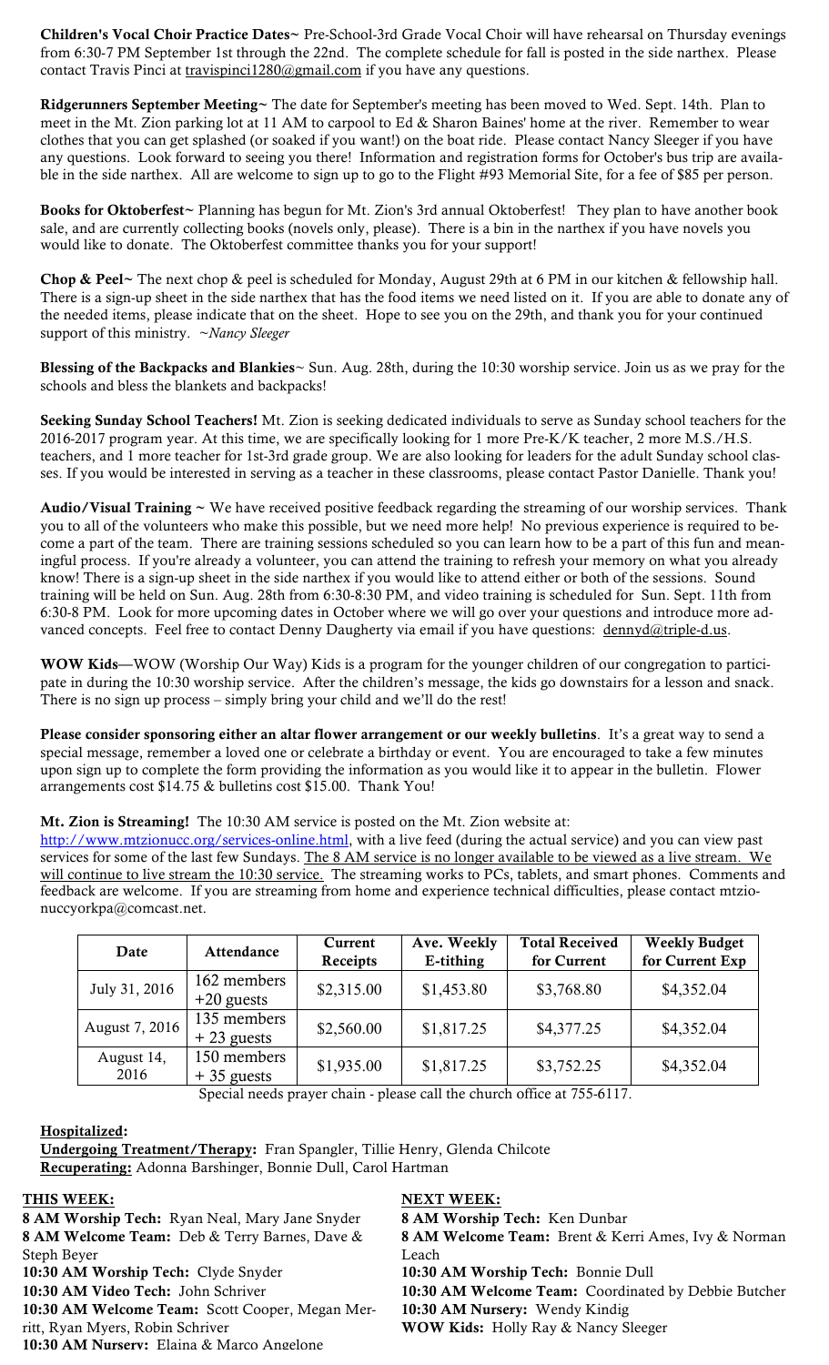**Children's Vocal Choir Practice Dates~** Pre-School-3rd Grade Vocal Choir will have rehearsal on Thursday evenings from 6:30-7 PM September 1st through the 22nd. The complete schedule for fall is posted in the side narthex. Please contact Travis Pinci at travispinci1280@gmail.com if you have any questions.

**Ridgerunners September Meeting~** The date for September's meeting has been moved to Wed. Sept. 14th. Plan to meet in the Mt. Zion parking lot at 11 AM to carpool to Ed & Sharon Baines' home at the river. Remember to wear clothes that you can get splashed (or soaked if you want!) on the boat ride. Please contact Nancy Sleeger if you have any questions. Look forward to seeing you there! Information and registration forms for October's bus trip are available in the side narthex. All are welcome to sign up to go to the Flight #93 Memorial Site, for a fee of $85 per person.

**Books for Oktoberfest~** Planning has begun for Mt. Zion's 3rd annual Oktoberfest! They plan to have another book sale, and are currently collecting books (novels only, please). There is a bin in the narthex if you have novels you would like to donate. The Oktoberfest committee thanks you for your support!

**Chop & Peel~** The next chop & peel is scheduled for Monday, August 29th at 6 PM in our kitchen & fellowship hall. There is a sign-up sheet in the side narthex that has the food items we need listed on it. If you are able to donate any of the needed items, please indicate that on the sheet. Hope to see you on the 29th, and thank you for your continued support of this ministry. *~Nancy Sleeger*

**Blessing of the Backpacks and Blankies**~ Sun. Aug. 28th, during the 10:30 worship service. Join us as we pray for the schools and bless the blankets and backpacks!

**Seeking Sunday School Teachers!** Mt. Zion is seeking dedicated individuals to serve as Sunday school teachers for the 2016-2017 program year. At this time, we are specifically looking for 1 more Pre-K/K teacher, 2 more M.S./H.S. teachers, and 1 more teacher for 1st-3rd grade group. We are also looking for leaders for the adult Sunday school classes. If you would be interested in serving as a teacher in these classrooms, please contact Pastor Danielle. Thank you!

**Audio/Visual Training ~** We have received positive feedback regarding the streaming of our worship services. Thank you to all of the volunteers who make this possible, but we need more help! No previous experience is required to become a part of the team. There are training sessions scheduled so you can learn how to be a part of this fun and meaningful process. If you're already a volunteer, you can attend the training to refresh your memory on what you already know! There is a sign-up sheet in the side narthex if you would like to attend either or both of the sessions. Sound training will be held on Sun. Aug. 28th from 6:30-8:30 PM, and video training is scheduled for Sun. Sept. 11th from 6:30-8 PM. Look for more upcoming dates in October where we will go over your questions and introduce more advanced concepts. Feel free to contact Denny Daugherty via email if you have questions: dennyd@triple-d.us.

**WOW Kids**—WOW (Worship Our Way) Kids is a program for the younger children of our congregation to participate in during the 10:30 worship service. After the children's message, the kids go downstairs for a lesson and snack. There is no sign up process – simply bring your child and we'll do the rest!

**Please consider sponsoring either an altar flower arrangement or our weekly bulletins**. It's a great way to send a special message, remember a loved one or celebrate a birthday or event. You are encouraged to take a few minutes upon sign up to complete the form providing the information as you would like it to appear in the bulletin. Flower arrangements cost $14.75 & bulletins cost $15.00. Thank You!

**Mt. Zion is Streaming!** The 10:30 AM service is posted on the Mt. Zion website at: http://www.mtzionucc.org/services-online.html, with a live feed (during the actual service) and you can view past services for some of the last few Sundays. The 8 AM service is no longer available to be viewed as a live stream. We will continue to live stream the 10:30 service. The streaming works to PCs, tablets, and smart phones. Comments and feedback are welcome. If you are streaming from home and experience technical difficulties, please contact mtzionuccyorkpa@comcast.net.

| Date | Attendance | Current Receipts | Ave. Weekly E-tithing | Total Received for Current | Weekly Budget for Current Exp |
|---|---|---|---|---|---|
| July 31, 2016 | 162 members +20 guests | $2,315.00 | $1,453.80 | $3,768.80 | $4,352.04 |
| August 7, 2016 | 135 members + 23 guests | $2,560.00 | $1,817.25 | $4,377.25 | $4,352.04 |
| August 14, 2016 | 150 members + 35 guests | $1,935.00 | $1,817.25 | $3,752.25 | $4,352.04 |

Special needs prayer chain - please call the church office at 755-6117.

**Hospitalized:**

**Undergoing Treatment/Therapy:** Fran Spangler, Tillie Henry, Glenda Chilcote

**Recuperating:** Adonna Barshinger, Bonnie Dull, Carol Hartman

**THIS WEEK:**

**8 AM Worship Tech:** Ryan Neal, Mary Jane Snyder
**8 AM Welcome Team:** Deb & Terry Barnes, Dave & Steph Beyer
**10:30 AM Worship Tech:** Clyde Snyder
**10:30 AM Video Tech:** John Schriver
**10:30 AM Welcome Team:** Scott Cooper, Megan Merritt, Ryan Myers, Robin Schriver
**10:30 AM Nursery:** Elaina & Marco Angelone

**NEXT WEEK:**

**8 AM Worship Tech:** Ken Dunbar
**8 AM Welcome Team:** Brent & Kerri Ames, Ivy & Norman Leach
**10:30 AM Worship Tech:** Bonnie Dull
**10:30 AM Welcome Team:** Coordinated by Debbie Butcher
**10:30 AM Nursery:** Wendy Kindig
**WOW Kids:** Holly Ray & Nancy Sleeger